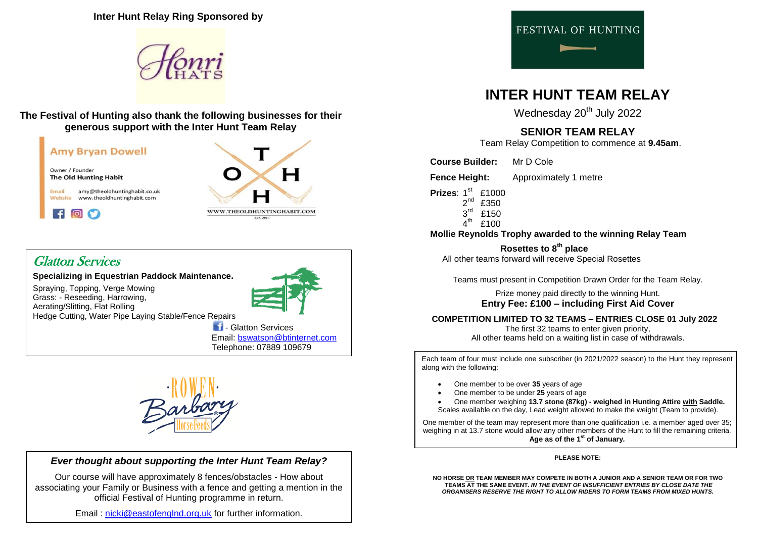**Inter Hunt Relay Ring Sponsored by**

Honri HATS

**The Festival of Hunting also thank the following businesses for their generous support with the Inter Hunt Team Relay**

**Amy Bryan Dowell**

Owner / Founder
**The Old Hunting Habit**

Email amy@theoldhuntinghabit.co.uk
Website www.theoldhuntinghabit.com

WWW.THEOLDHUNTINGHABIT.COM
Est. 2015

*Glatton Services*

**Specializing in Equestrian Paddock Maintenance.**

Spraying, Topping, Verge Mowing
Grass: - Reseeding, Harrowing,
Aerating/Slitting, Flat Rolling
Hedge Cutting, Water Pipe Laying Stable/Fence Repairs

- Glatton Services
Email: bswatson@btinternet.com
Telephone: 07889 109679

ROWEN Barbary Horse Feeds

### *Ever thought about supporting the Inter Hunt Team Relay?*

Our course will have approximately 8 fences/obstacles - How about associating your Family or Business with a fence and getting a mention in the official Festival of Hunting programme in return.

Email : nicki@eastofenglnd.org.uk for further information.

FESTIVAL OF HUNTING

# INTER HUNT TEAM RELAY

Wednesday 20th July 2022

## SENIOR TEAM RELAY

Team Relay Competition to commence at **9.45am**.

**Course Builder:** Mr D Cole

**Fence Height:** Approximately 1 metre

**Prizes**: 1st £1000
2nd £350
3rd £150
4th £100

**Mollie Reynolds Trophy awarded to the winning Relay Team**

**Rosettes to 8th place**

All other teams forward will receive Special Rosettes

Teams must present in Competition Drawn Order for the Team Relay.

Prize money paid directly to the winning Hunt.
**Entry Fee: £100 – including First Aid Cover**

**COMPETITION LIMITED TO 32 TEAMS – ENTRIES CLOSE 01 July 2022**

The first 32 teams to enter given priority,
All other teams held on a waiting list in case of withdrawals.

Each team of four must include one subscriber (in 2021/2022 season) to the Hunt they represent along with the following:

- One member to be over **35** years of age
- One member to be under **25** years of age
- One member weighing **13.7 stone (87kg) - weighed in Hunting Attire with Saddle.**

Scales available on the day, Lead weight allowed to make the weight (Team to provide).

One member of the team may represent more than one qualification i.e. a member aged over 35; weighing in at 13.7 stone would allow any other members of the Hunt to fill the remaining criteria. **Age as of the 1st of January.**

**PLEASE NOTE:**

**NO HORSE OR TEAM MEMBER MAY COMPETE IN BOTH A JUNIOR AND A SENIOR TEAM OR FOR TWO TEAMS AT THE SAME EVENT.** ***IN THE EVENT OF INSUFFICIENT ENTRIES BY CLOSE DATE THE ORGANISERS RESERVE THE RIGHT TO ALLOW RIDERS TO FORM TEAMS FROM MIXED HUNTS.***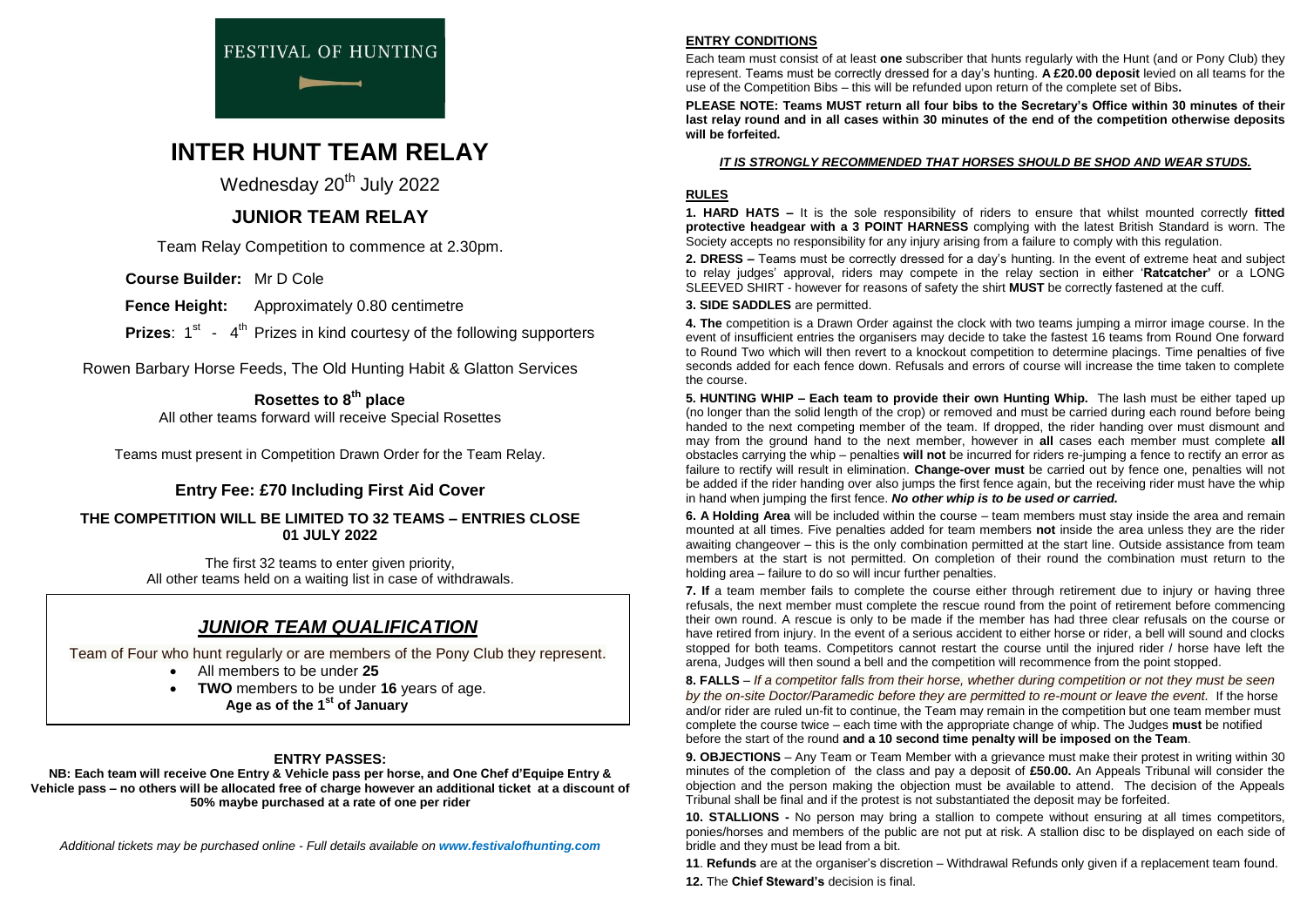FESTIVAL OF HUNTING

# INTER HUNT TEAM RELAY

Wednesday 20th July 2022

## JUNIOR TEAM RELAY

Team Relay Competition to commence at 2.30pm.

**Course Builder:** Mr D Cole

**Fence Height:** Approximately 0.80 centimetre

**Prizes**: 1st - 4th Prizes in kind courtesy of the following supporters

Rowen Barbary Horse Feeds, The Old Hunting Habit & Glatton Services

**Rosettes to 8th place**

All other teams forward will receive Special Rosettes

Teams must present in Competition Drawn Order for the Team Relay.

### Entry Fee: £70 Including First Aid Cover

**THE COMPETITION WILL BE LIMITED TO 32 TEAMS – ENTRIES CLOSE 01 JULY 2022**

The first 32 teams to enter given priority,
All other teams held on a waiting list in case of withdrawals.

## *JUNIOR TEAM QUALIFICATION*

Team of Four who hunt regularly or are members of the Pony Club they represent.

- All members to be under **25**
- **TWO** members to be under **16** years of age.
  **Age as of the 1st of January**

**ENTRY PASSES:**

**NB: Each team will receive One Entry & Vehicle pass per horse, and One Chef d'Equipe Entry & Vehicle pass – no others will be allocated free of charge however an additional ticket at a discount of 50% maybe purchased at a rate of one per rider**

*Additional tickets may be purchased online - Full details available on **www.festivalofhunting.com***

**ENTRY CONDITIONS**

Each team must consist of at least **one** subscriber that hunts regularly with the Hunt (and or Pony Club) they represent. Teams must be correctly dressed for a day's hunting. **A £20.00 deposit** levied on all teams for the use of the Competition Bibs – this will be refunded upon return of the complete set of Bibs**.**

**PLEASE NOTE: Teams MUST return all four bibs to the Secretary's Office within 30 minutes of their last relay round and in all cases within 30 minutes of the end of the competition otherwise deposits will be forfeited.**

***IT IS STRONGLY RECOMMENDED THAT HORSES SHOULD BE SHOD AND WEAR STUDS.***

**RULES**

**1. HARD HATS –** It is the sole responsibility of riders to ensure that whilst mounted correctly **fitted protective headgear with a 3 POINT HARNESS** complying with the latest British Standard is worn. The Society accepts no responsibility for any injury arising from a failure to comply with this regulation.

**2. DRESS –** Teams must be correctly dressed for a day's hunting. In the event of extreme heat and subject to relay judges' approval, riders may compete in the relay section in either '**Ratcatcher'** or a LONG SLEEVED SHIRT - however for reasons of safety the shirt **MUST** be correctly fastened at the cuff.

**3. SIDE SADDLES** are permitted.

**4. The** competition is a Drawn Order against the clock with two teams jumping a mirror image course. In the event of insufficient entries the organisers may decide to take the fastest 16 teams from Round One forward to Round Two which will then revert to a knockout competition to determine placings. Time penalties of five seconds added for each fence down. Refusals and errors of course will increase the time taken to complete the course.

**5. HUNTING WHIP – Each team to provide their own Hunting Whip.** The lash must be either taped up (no longer than the solid length of the crop) or removed and must be carried during each round before being handed to the next competing member of the team. If dropped, the rider handing over must dismount and may from the ground hand to the next member, however in **all** cases each member must complete **all** obstacles carrying the whip – penalties **will not** be incurred for riders re-jumping a fence to rectify an error as failure to rectify will result in elimination. **Change-over must** be carried out by fence one, penalties will not be added if the rider handing over also jumps the first fence again, but the receiving rider must have the whip in hand when jumping the first fence. ***No other whip is to be used or carried.***

**6. A Holding Area** will be included within the course – team members must stay inside the area and remain mounted at all times. Five penalties added for team members **not** inside the area unless they are the rider awaiting changeover – this is the only combination permitted at the start line. Outside assistance from team members at the start is not permitted. On completion of their round the combination must return to the holding area – failure to do so will incur further penalties.

**7. If** a team member fails to complete the course either through retirement due to injury or having three refusals, the next member must complete the rescue round from the point of retirement before commencing their own round. A rescue is only to be made if the member has had three clear refusals on the course or have retired from injury. In the event of a serious accident to either horse or rider, a bell will sound and clocks stopped for both teams. Competitors cannot restart the course until the injured rider / horse have left the arena, Judges will then sound a bell and the competition will recommence from the point stopped.

**8. FALLS** – *If a competitor falls from their horse, whether during competition or not they must be seen by the on-site Doctor/Paramedic before they are permitted to re-mount or leave the event.* If the horse and/or rider are ruled un-fit to continue, the Team may remain in the competition but one team member must complete the course twice – each time with the appropriate change of whip. The Judges **must** be notified before the start of the round **and a 10 second time penalty will be imposed on the Team**.

**9. OBJECTIONS** – Any Team or Team Member with a grievance must make their protest in writing within 30 minutes of the completion of the class and pay a deposit of **£50.00.** An Appeals Tribunal will consider the objection and the person making the objection must be available to attend. The decision of the Appeals Tribunal shall be final and if the protest is not substantiated the deposit may be forfeited.

**10. STALLIONS -** No person may bring a stallion to compete without ensuring at all times competitors, ponies/horses and members of the public are not put at risk. A stallion disc to be displayed on each side of bridle and they must be lead from a bit.

**11**. **Refunds** are at the organiser's discretion – Withdrawal Refunds only given if a replacement team found.

**12.** The **Chief Steward's** decision is final.